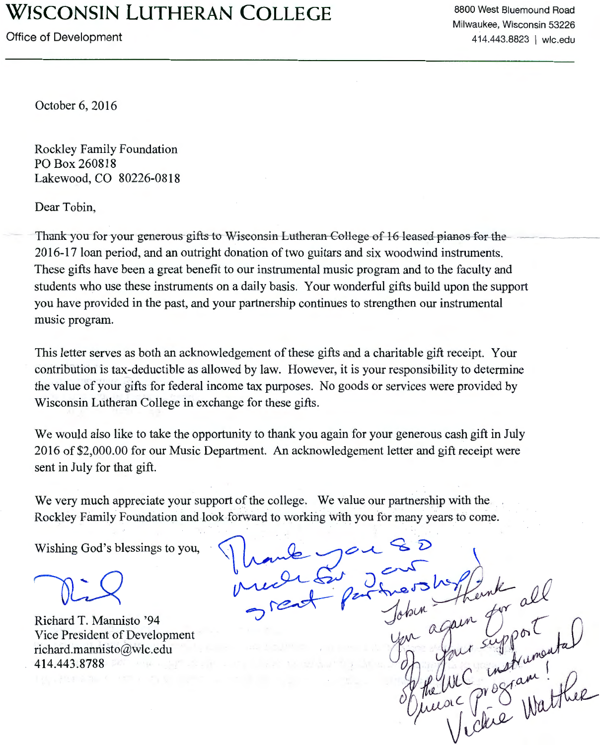# WISCONSIN LUTHERAN COLLEGE

Office of Development

8800 West Bluemound Road
Milwaukee, Wisconsin 53226
414.443.8823 | wlc.edu

October 6, 2016

Rockley Family Foundation
PO Box 260818
Lakewood, CO 80226-0818

Dear Tobin,

Thank you for your generous gifts to Wisconsin Lutheran College of 16 leased pianos for the 2016-17 loan period, and an outright donation of two guitars and six woodwind instruments. These gifts have been a great benefit to our instrumental music program and to the faculty and students who use these instruments on a daily basis. Your wonderful gifts build upon the support you have provided in the past, and your partnership continues to strengthen our instrumental music program.

This letter serves as both an acknowledgement of these gifts and a charitable gift receipt. Your contribution is tax-deductible as allowed by law. However, it is your responsibility to determine the value of your gifts for federal income tax purposes. No goods or services were provided by Wisconsin Lutheran College in exchange for these gifts.

We would also like to take the opportunity to thank you again for your generous cash gift in July 2016 of $2,000.00 for our Music Department. An acknowledgement letter and gift receipt were sent in July for that gift.

We very much appreciate your support of the college. We value our partnership with the Rockley Family Foundation and look forward to working with you for many years to come.

Wishing God's blessings to you,

Richard T. Mannisto '94
Vice President of Development
richard.mannisto@wlc.edu
414.443.8788

*Thank you so much for our great partnership!*

*Tobin - Thank you again for all of your support of the WLC instrumental music program!*
*Vickie Walther*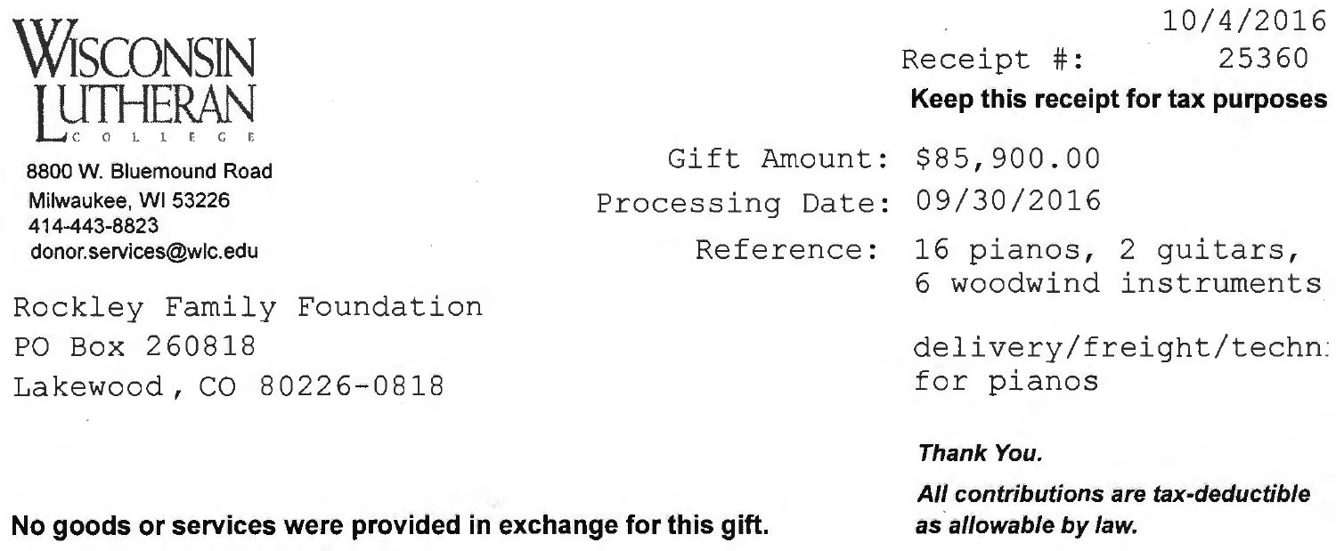# Wisconsin Lutheran College

8800 W. Bluemound Road
Milwaukee, WI 53226
414-443-8823
donor.services@wlc.edu

10/4/2016

Receipt #: 25360

**Keep this receipt for tax purposes**

Rockley Family Foundation
PO Box 260818
Lakewood, CO 80226-0818

Gift Amount: $85,900.00

Processing Date: 09/30/2016

Reference: 16 pianos, 2 guitars, 6 woodwind instruments

delivery/freight/techn: for pianos

***Thank You.***

***All contributions are tax-deductible as allowable by law.***

**No goods or services were provided in exchange for this gift.**